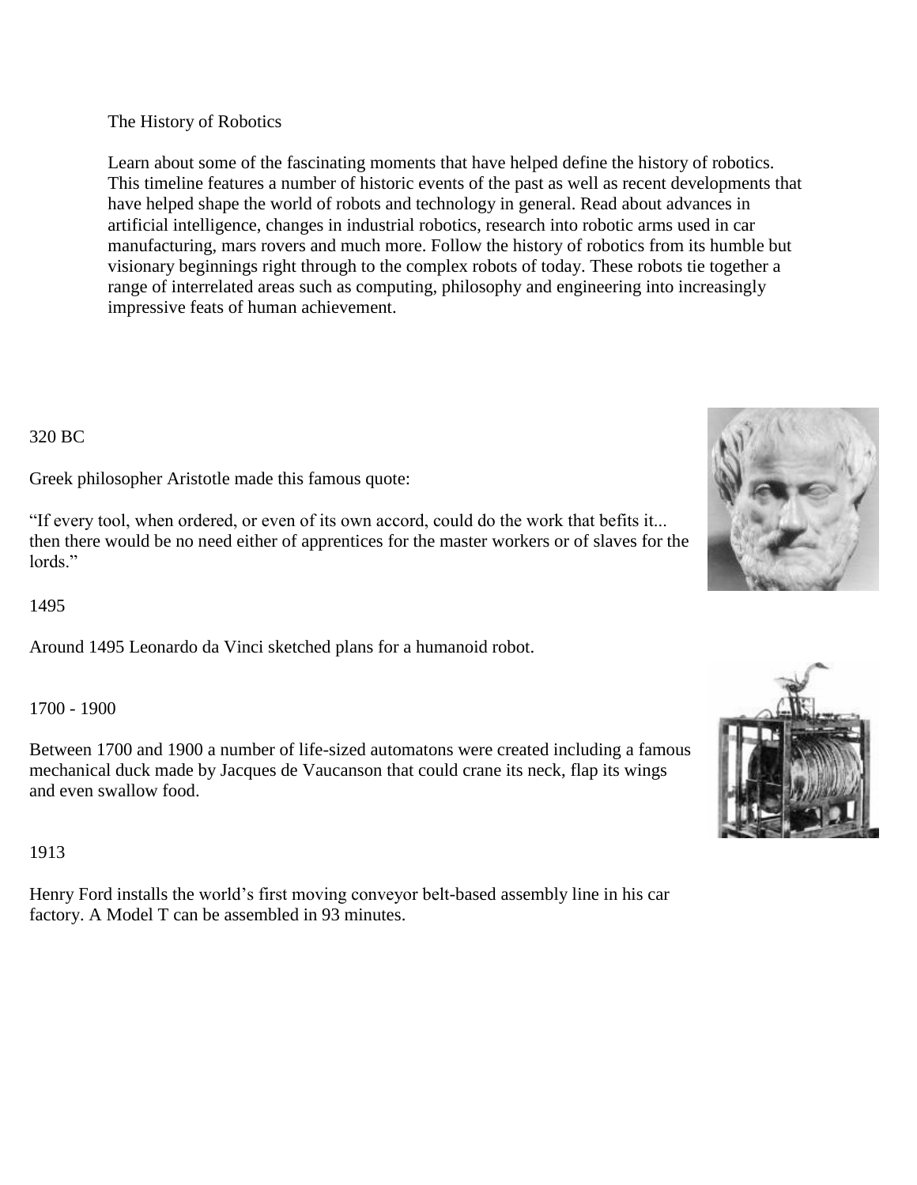# The History of Robotics

Learn about some of the fascinating moments that have helped define the history of robotics. This timeline features a number of historic events of the past as well as recent developments that have helped shape the world of robots and technology in general. Read about advances in artificial intelligence, changes in industrial robotics, research into robotic arms used in car manufacturing, mars rovers and much more. Follow the history of robotics from its humble but visionary beginnings right through to the complex robots of today. These robots tie together a range of interrelated areas such as computing, philosophy and engineering into increasingly impressive feats of human achievement.

## 320 BC

Greek philosopher Aristotle made this famous quote:

"If every tool, when ordered, or even of its own accord, could do the work that befits it... then there would be no need either of apprentices for the master workers or of slaves for the lords."

## 1495

Around 1495 Leonardo da Vinci sketched plans for a humanoid robot.

## 1700 - 1900

Between 1700 and 1900 a number of life-sized automatons were created including a famous mechanical duck made by Jacques de Vaucanson that could crane its neck, flap its wings and even swallow food.

## 1913

Henry Ford installs the world's first moving conveyor belt-based assembly line in his car factory. A Model T can be assembled in 93 minutes.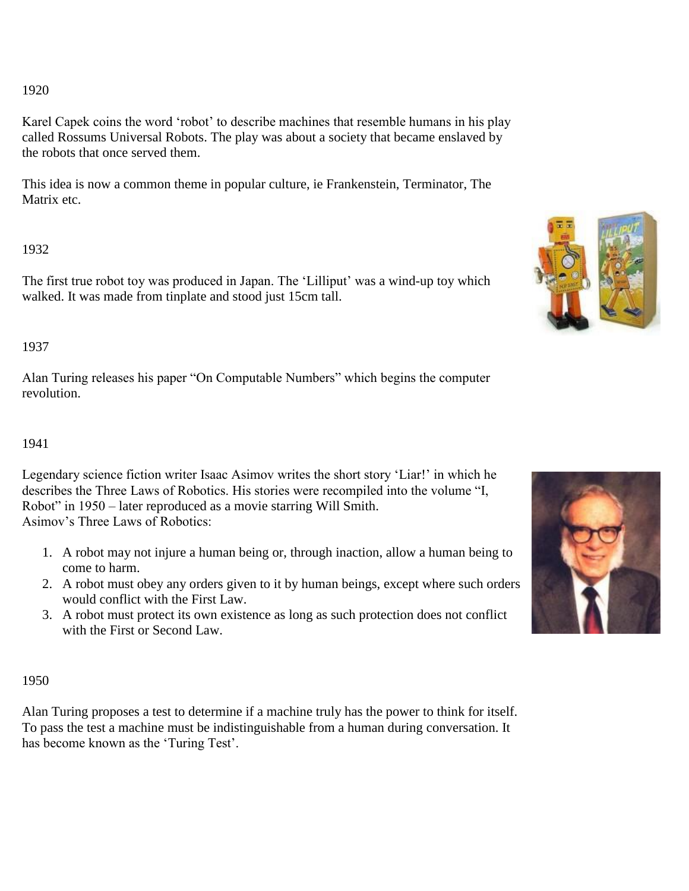1920

Karel Capek coins the word ‘robot’ to describe machines that resemble humans in his play called Rossums Universal Robots. The play was about a society that became enslaved by the robots that once served them.

This idea is now a common theme in popular culture, ie Frankenstein, Terminator, The Matrix etc.

1932

The first true robot toy was produced in Japan. The ‘Lilliput’ was a wind-up toy which walked. It was made from tinplate and stood just 15cm tall.

1937

Alan Turing releases his paper “On Computable Numbers” which begins the computer revolution.

1941

Legendary science fiction writer Isaac Asimov writes the short story ‘Liar!’ in which he describes the Three Laws of Robotics. His stories were recompiled into the volume “I, Robot” in 1950 – later reproduced as a movie starring Will Smith.
Asimov’s Three Laws of Robotics:

1. A robot may not injure a human being or, through inaction, allow a human being to come to harm.
2. A robot must obey any orders given to it by human beings, except where such orders would conflict with the First Law.
3. A robot must protect its own existence as long as such protection does not conflict with the First or Second Law.

1950

Alan Turing proposes a test to determine if a machine truly has the power to think for itself. To pass the test a machine must be indistinguishable from a human during conversation. It has become known as the ‘Turing Test’.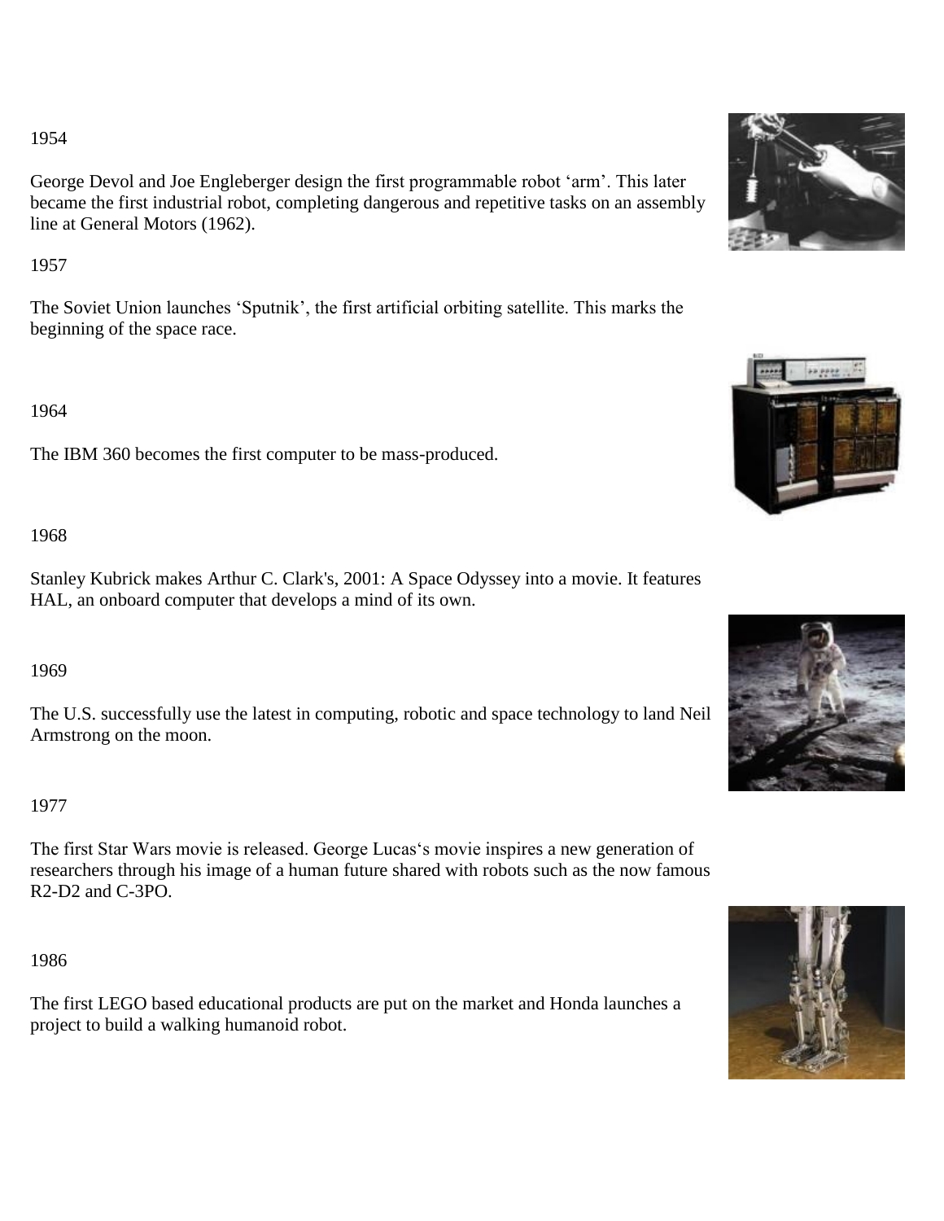1954

George Devol and Joe Engleberger design the first programmable robot 'arm'. This later became the first industrial robot, completing dangerous and repetitive tasks on an assembly line at General Motors (1962).

1957

The Soviet Union launches 'Sputnik', the first artificial orbiting satellite. This marks the beginning of the space race.

1964

The IBM 360 becomes the first computer to be mass-produced.

1968

Stanley Kubrick makes Arthur C. Clark's, 2001: A Space Odyssey into a movie. It features HAL, an onboard computer that develops a mind of its own.

1969

The U.S. successfully use the latest in computing, robotic and space technology to land Neil Armstrong on the moon.

1977

The first Star Wars movie is released. George Lucas's movie inspires a new generation of researchers through his image of a human future shared with robots such as the now famous R2-D2 and C-3PO.

1986

The first LEGO based educational products are put on the market and Honda launches a project to build a walking humanoid robot.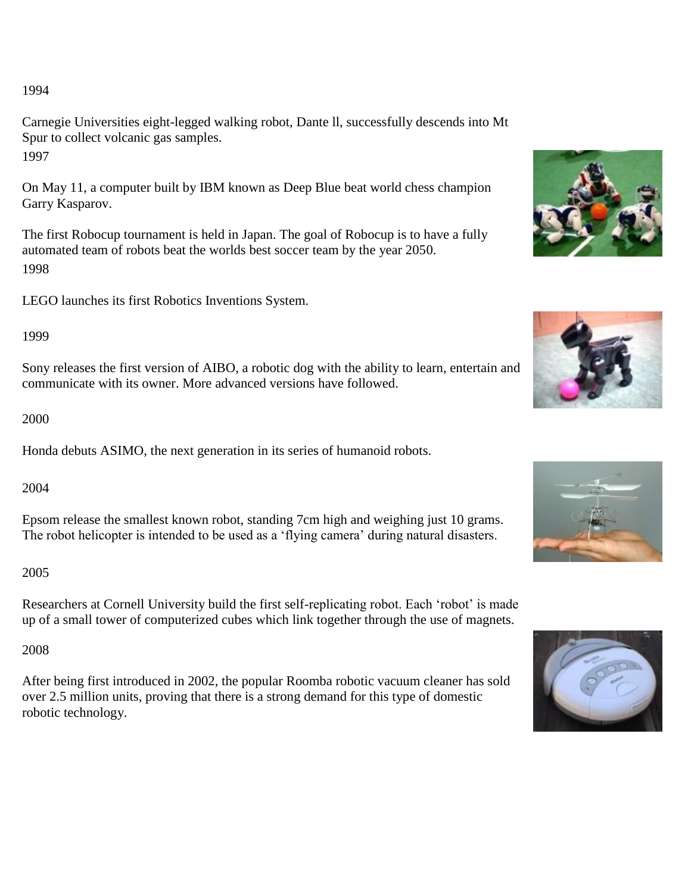1994

Carnegie Universities eight-legged walking robot, Dante ll, successfully descends into Mt Spur to collect volcanic gas samples.

1997

On May 11, a computer built by IBM known as Deep Blue beat world chess champion Garry Kasparov.

The first Robocup tournament is held in Japan. The goal of Robocup is to have a fully automated team of robots beat the worlds best soccer team by the year 2050.

1998

LEGO launches its first Robotics Inventions System.

1999

Sony releases the first version of AIBO, a robotic dog with the ability to learn, entertain and communicate with its owner. More advanced versions have followed.

2000

Honda debuts ASIMO, the next generation in its series of humanoid robots.

2004

Epsom release the smallest known robot, standing 7cm high and weighing just 10 grams. The robot helicopter is intended to be used as a 'flying camera' during natural disasters.

2005

Researchers at Cornell University build the first self-replicating robot. Each 'robot' is made up of a small tower of computerized cubes which link together through the use of magnets.

2008

After being first introduced in 2002, the popular Roomba robotic vacuum cleaner has sold over 2.5 million units, proving that there is a strong demand for this type of domestic robotic technology.